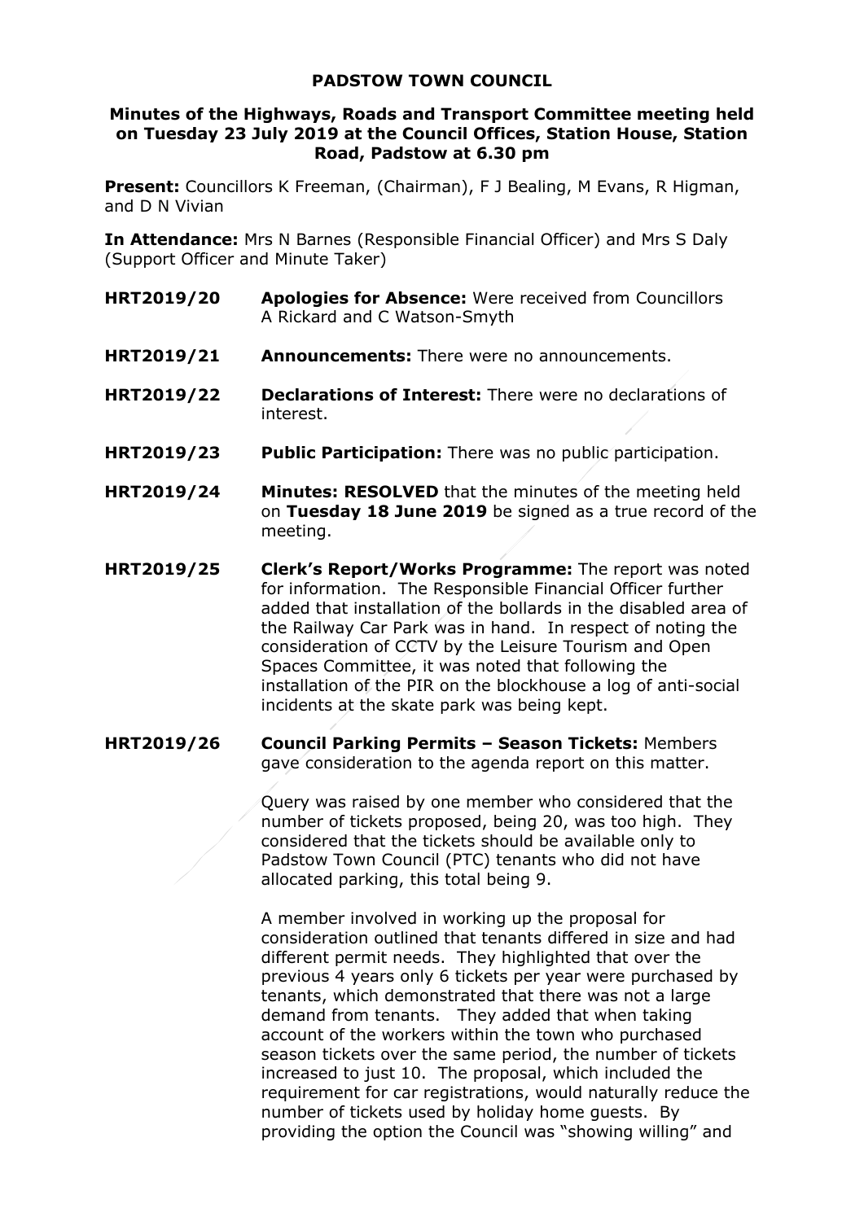# PADSTOW TOWN COUNCIL

## Minutes of the Highways, Roads and Transport Committee meeting held on Tuesday 23 July 2019 at the Council Offices, Station House, Station Road, Padstow at 6.30 pm

**Present:** Councillors K Freeman, (Chairman), F J Bealing, M Evans, R Higman, and D N Vivian

**In Attendance:** Mrs N Barnes (Responsible Financial Officer) and Mrs S Daly (Support Officer and Minute Taker)

**HRT2019/20** **Apologies for Absence:** Were received from Councillors A Rickard and C Watson-Smyth

**HRT2019/21** **Announcements:** There were no announcements.

**HRT2019/22** **Declarations of Interest:** There were no declarations of interest.

**HRT2019/23** **Public Participation:** There was no public participation.

**HRT2019/24** **Minutes: RESOLVED** that the minutes of the meeting held on **Tuesday 18 June 2019** be signed as a true record of the meeting.

**HRT2019/25** **Clerk's Report/Works Programme:** The report was noted for information. The Responsible Financial Officer further added that installation of the bollards in the disabled area of the Railway Car Park was in hand. In respect of noting the consideration of CCTV by the Leisure Tourism and Open Spaces Committee, it was noted that following the installation of the PIR on the blockhouse a log of anti-social incidents at the skate park was being kept.

**HRT2019/26** **Council Parking Permits – Season Tickets:** Members gave consideration to the agenda report on this matter.

Query was raised by one member who considered that the number of tickets proposed, being 20, was too high. They considered that the tickets should be available only to Padstow Town Council (PTC) tenants who did not have allocated parking, this total being 9.

A member involved in working up the proposal for consideration outlined that tenants differed in size and had different permit needs. They highlighted that over the previous 4 years only 6 tickets per year were purchased by tenants, which demonstrated that there was not a large demand from tenants. They added that when taking account of the workers within the town who purchased season tickets over the same period, the number of tickets increased to just 10. The proposal, which included the requirement for car registrations, would naturally reduce the number of tickets used by holiday home guests. By providing the option the Council was "showing willing" and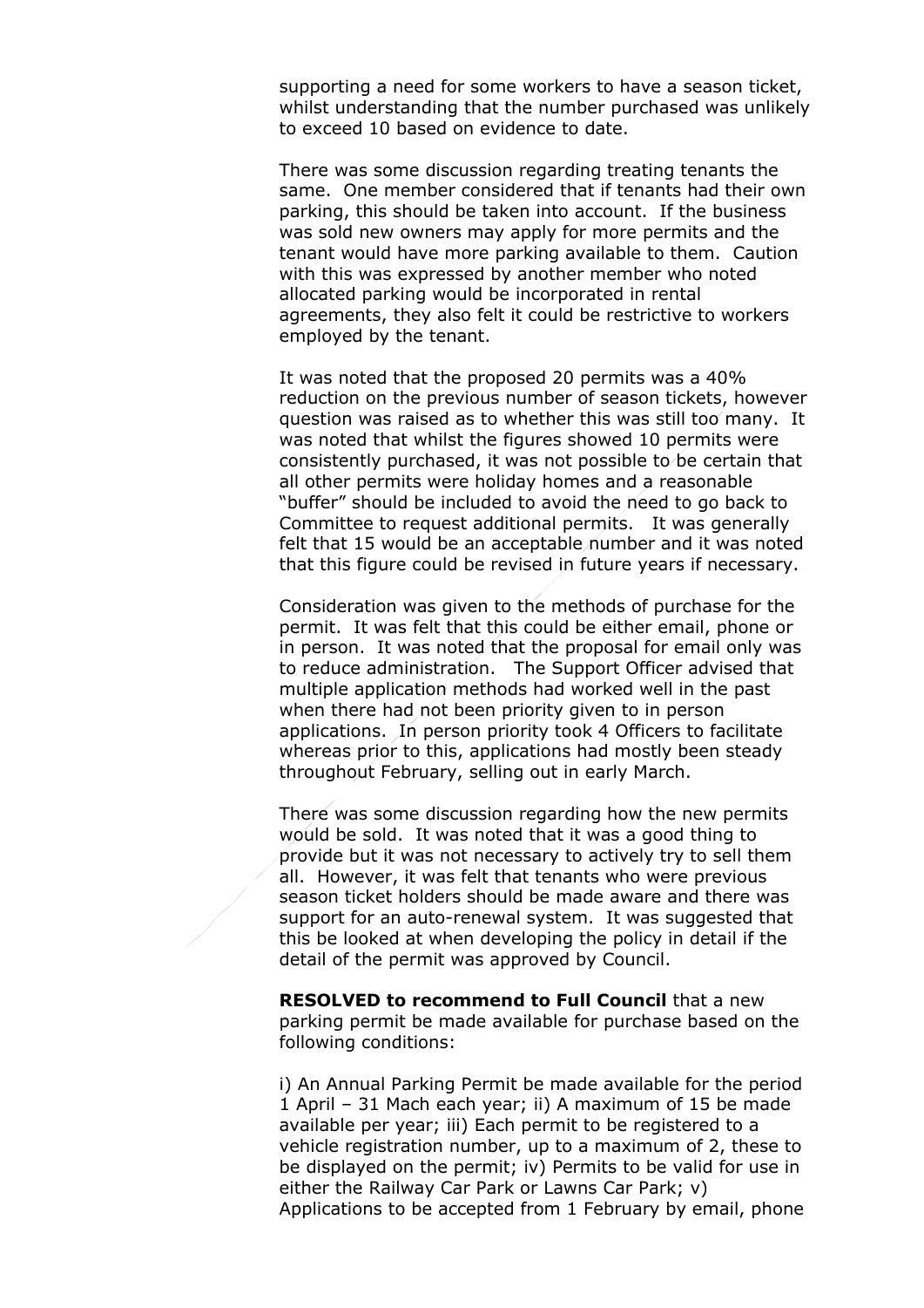supporting a need for some workers to have a season ticket, whilst understanding that the number purchased was unlikely to exceed 10 based on evidence to date.

There was some discussion regarding treating tenants the same. One member considered that if tenants had their own parking, this should be taken into account. If the business was sold new owners may apply for more permits and the tenant would have more parking available to them. Caution with this was expressed by another member who noted allocated parking would be incorporated in rental agreements, they also felt it could be restrictive to workers employed by the tenant.

It was noted that the proposed 20 permits was a 40% reduction on the previous number of season tickets, however question was raised as to whether this was still too many. It was noted that whilst the figures showed 10 permits were consistently purchased, it was not possible to be certain that all other permits were holiday homes and a reasonable "buffer" should be included to avoid the need to go back to Committee to request additional permits. It was generally felt that 15 would be an acceptable number and it was noted that this figure could be revised in future years if necessary.

Consideration was given to the methods of purchase for the permit. It was felt that this could be either email, phone or in person. It was noted that the proposal for email only was to reduce administration. The Support Officer advised that multiple application methods had worked well in the past when there had not been priority given to in person applications. In person priority took 4 Officers to facilitate whereas prior to this, applications had mostly been steady throughout February, selling out in early March.

There was some discussion regarding how the new permits would be sold. It was noted that it was a good thing to provide but it was not necessary to actively try to sell them all. However, it was felt that tenants who were previous season ticket holders should be made aware and there was support for an auto-renewal system. It was suggested that this be looked at when developing the policy in detail if the detail of the permit was approved by Council.

**RESOLVED to recommend to Full Council** that a new parking permit be made available for purchase based on the following conditions:

i) An Annual Parking Permit be made available for the period 1 April – 31 Mach each year; ii) A maximum of 15 be made available per year; iii) Each permit to be registered to a vehicle registration number, up to a maximum of 2, these to be displayed on the permit; iv) Permits to be valid for use in either the Railway Car Park or Lawns Car Park; v) Applications to be accepted from 1 February by email, phone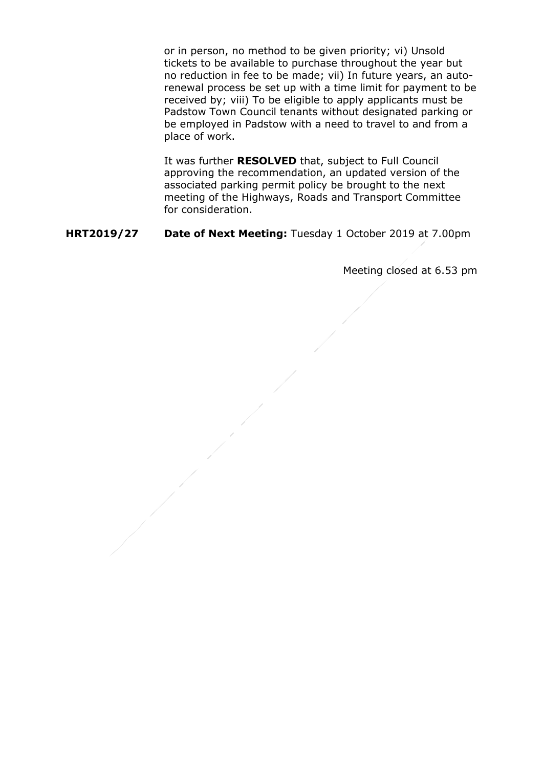or in person, no method to be given priority; vi) Unsold tickets to be available to purchase throughout the year but no reduction in fee to be made; vii) In future years, an auto-renewal process be set up with a time limit for payment to be received by; viii) To be eligible to apply applicants must be Padstow Town Council tenants without designated parking or be employed in Padstow with a need to travel to and from a place of work.

It was further **RESOLVED** that, subject to Full Council approving the recommendation, an updated version of the associated parking permit policy be brought to the next meeting of the Highways, Roads and Transport Committee for consideration.

**HRT2019/27** **Date of Next Meeting:** Tuesday 1 October 2019 at 7.00pm

Meeting closed at 6.53 pm